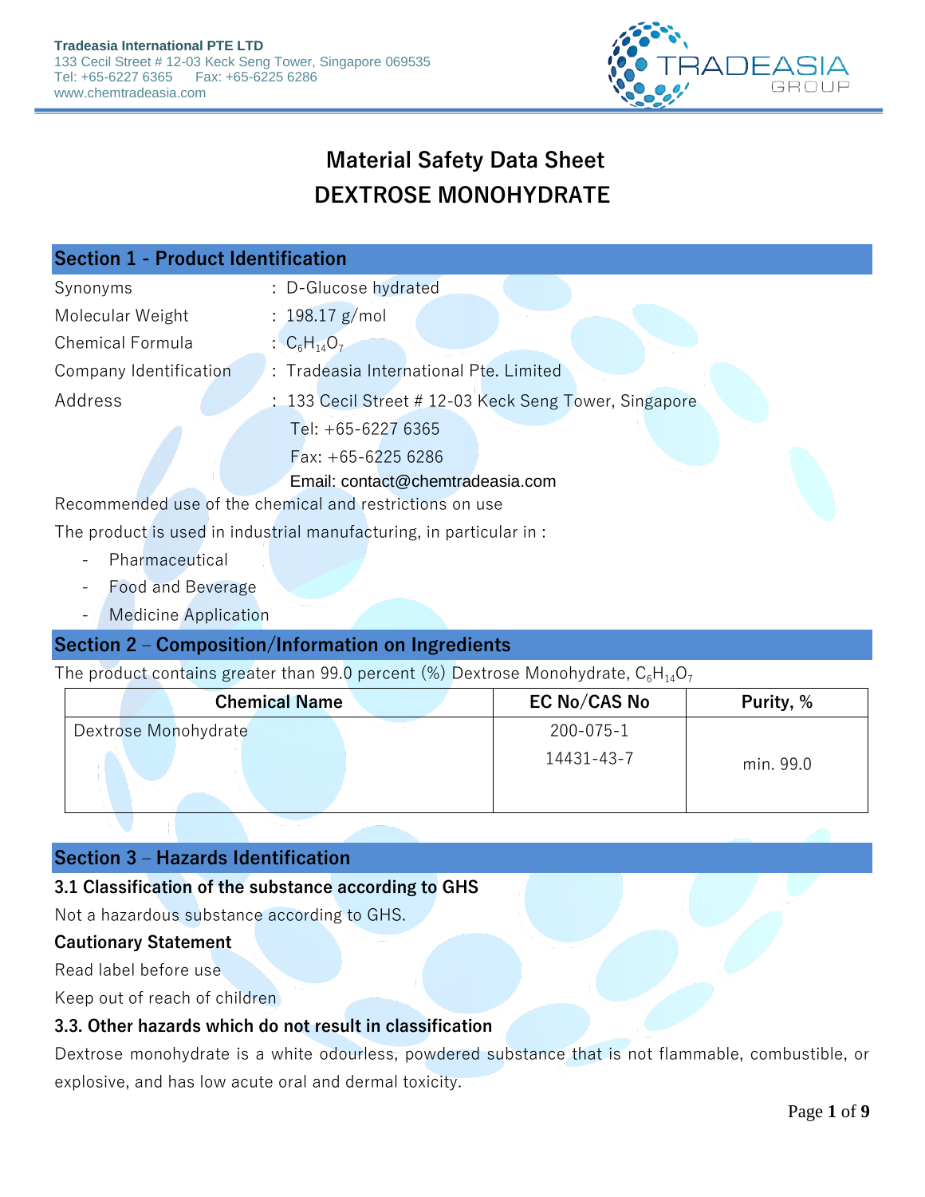Tradeasia International PTE LTD
133 Cecil Street # 12-03 Keck Seng Tower, Singapore 069535
Tel: +65-6227 6365 Fax: +65-6225 6286
www.chemtradeasia.com

# Material Safety Data Sheet
# DEXTROSE MONOHYDRATE

## Section 1 - Product Identification

Synonyms : D-Glucose hydrated

Molecular Weight : 198.17 g/mol

Chemical Formula : $C_6H_{14}O_7$

Company Identification : Tradeasia International Pte. Limited

Address : 133 Cecil Street # 12-03 Keck Seng Tower, Singapore
Tel: +65-6227 6365
Fax: +65-6225 6286
Email: contact@chemtradeasia.com

Recommended use of the chemical and restrictions on use

The product is used in industrial manufacturing, in particular in :

- Pharmaceutical
- Food and Beverage
- Medicine Application

## Section 2 – Composition/Information on Ingredients

The product contains greater than 99.0 percent (%) Dextrose Monohydrate, $C_6H_{14}O_7$

| Chemical Name | EC No/CAS No | Purity, % |
|---|---|---|
| Dextrose Monohydrate | 200-075-1<br>14431-43-7 | min. 99.0 |

## Section 3 – Hazards Identification

### 3.1 Classification of the substance according to GHS

Not a hazardous substance according to GHS.

### Cautionary Statement

Read label before use

Keep out of reach of children

### 3.3. Other hazards which do not result in classification

Dextrose monohydrate is a white odourless, powdered substance that is not flammable, combustible, or explosive, and has low acute oral and dermal toxicity.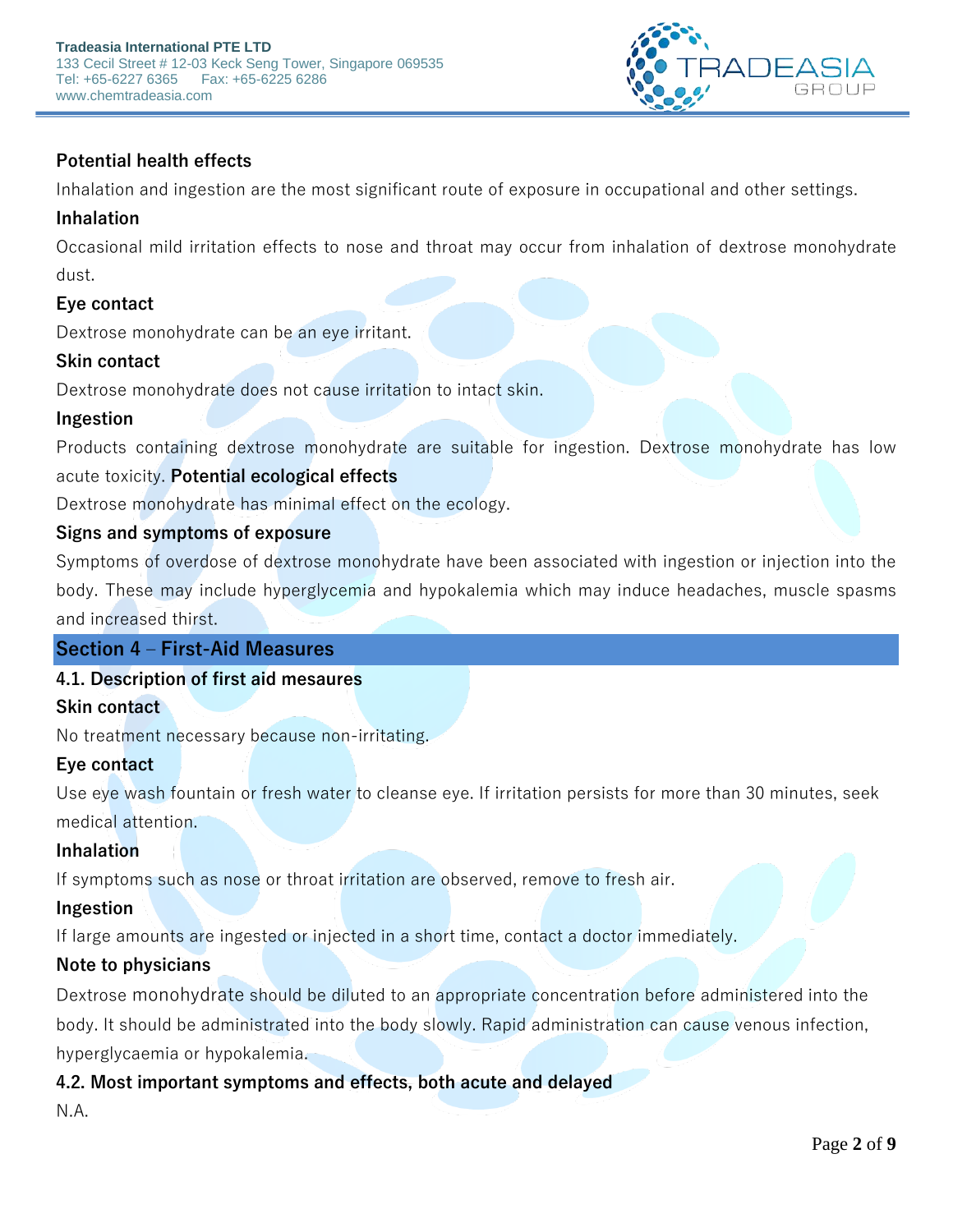**Potential health effects**

Inhalation and ingestion are the most significant route of exposure in occupational and other settings.

**Inhalation**

Occasional mild irritation effects to nose and throat may occur from inhalation of dextrose monohydrate dust.

**Eye contact**

Dextrose monohydrate can be an eye irritant.

**Skin contact**

Dextrose monohydrate does not cause irritation to intact skin.

**Ingestion**

Products containing dextrose monohydrate are suitable for ingestion. Dextrose monohydrate has low acute toxicity.

**Potential ecological effects**

Dextrose monohydrate has minimal effect on the ecology.

**Signs and symptoms of exposure**

Symptoms of overdose of dextrose monohydrate have been associated with ingestion or injection into the body. These may include hyperglycemia and hypokalemia which may induce headaches, muscle spasms and increased thirst.

## Section 4 – First-Aid Measures

**4.1. Description of first aid mesaures**

**Skin contact**

No treatment necessary because non-irritating.

**Eye contact**

Use eye wash fountain or fresh water to cleanse eye. If irritation persists for more than 30 minutes, seek medical attention.

**Inhalation**

If symptoms such as nose or throat irritation are observed, remove to fresh air.

**Ingestion**

If large amounts are ingested or injected in a short time, contact a doctor immediately.

**Note to physicians**

Dextrose monohydrate should be diluted to an appropriate concentration before administered into the body. It should be administrated into the body slowly. Rapid administration can cause venous infection, hyperglycaemia or hypokalemia.

**4.2. Most important symptoms and effects, both acute and delayed**

N.A.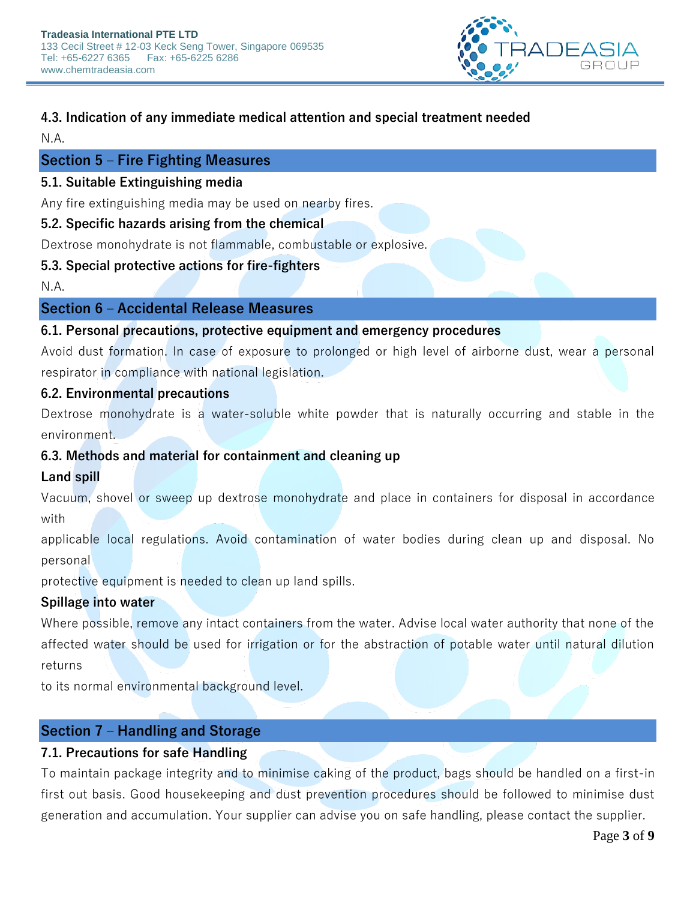### 4.3. Indication of any immediate medical attention and special treatment needed

N.A.

## Section 5 – Fire Fighting Measures

### 5.1. Suitable Extinguishing media

Any fire extinguishing media may be used on nearby fires.

### 5.2. Specific hazards arising from the chemical

Dextrose monohydrate is not flammable, combustable or explosive.

### 5.3. Special protective actions for fire-fighters

N.A.

## Section 6 – Accidental Release Measures

### 6.1. Personal precautions, protective equipment and emergency procedures

Avoid dust formation. In case of exposure to prolonged or high level of airborne dust, wear a personal respirator in compliance with national legislation.

### 6.2. Environmental precautions

Dextrose monohydrate is a water-soluble white powder that is naturally occurring and stable in the environment.

### 6.3. Methods and material for containment and cleaning up

**Land spill**

Vacuum, shovel or sweep up dextrose monohydrate and place in containers for disposal in accordance with applicable local regulations. Avoid contamination of water bodies during clean up and disposal. No personal protective equipment is needed to clean up land spills.

**Spillage into water**

Where possible, remove any intact containers from the water. Advise local water authority that none of the affected water should be used for irrigation or for the abstraction of potable water until natural dilution returns to its normal environmental background level.

## Section 7 – Handling and Storage

### 7.1. Precautions for safe Handling

To maintain package integrity and to minimise caking of the product, bags should be handled on a first-in first out basis. Good housekeeping and dust prevention procedures should be followed to minimise dust generation and accumulation. Your supplier can advise you on safe handling, please contact the supplier.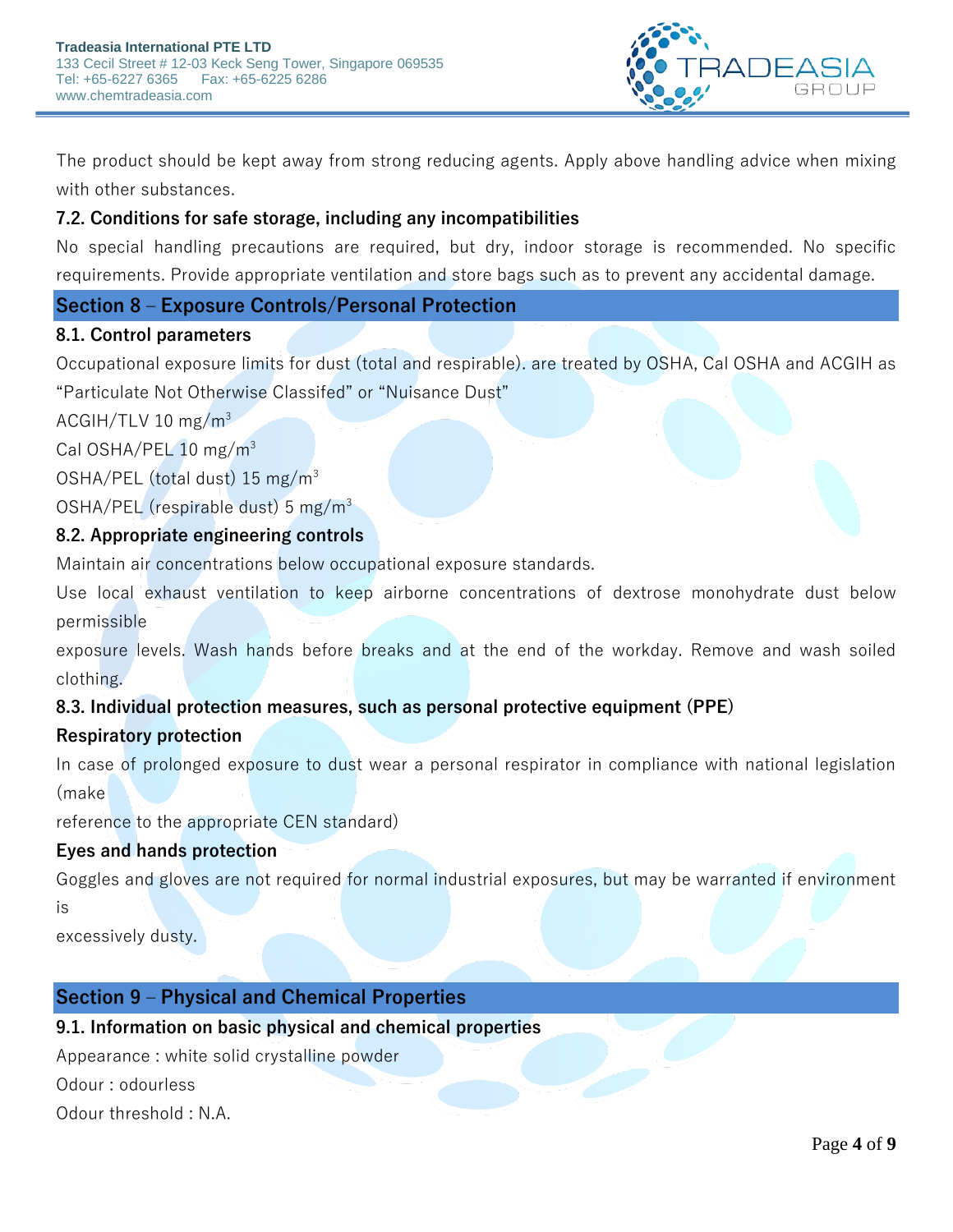The product should be kept away from strong reducing agents. Apply above handling advice when mixing with other substances.

### 7.2. Conditions for safe storage, including any incompatibilities

No special handling precautions are required, but dry, indoor storage is recommended. No specific requirements. Provide appropriate ventilation and store bags such as to prevent any accidental damage.

## Section 8 – Exposure Controls/Personal Protection

### 8.1. Control parameters

Occupational exposure limits for dust (total and respirable). are treated by OSHA, Cal OSHA and ACGIH as "Particulate Not Otherwise Classifed" or "Nuisance Dust"

ACGIH/TLV 10 mg/$m^3$

Cal OSHA/PEL 10 mg/$m^3$

OSHA/PEL (total dust) 15 mg/$m^3$

OSHA/PEL (respirable dust) 5 mg/$m^3$

### 8.2. Appropriate engineering controls

Maintain air concentrations below occupational exposure standards.

Use local exhaust ventilation to keep airborne concentrations of dextrose monohydrate dust below permissible exposure levels. Wash hands before breaks and at the end of the workday. Remove and wash soiled clothing.

### 8.3. Individual protection measures, such as personal protective equipment (PPE)

**Respiratory protection**

In case of prolonged exposure to dust wear a personal respirator in compliance with national legislation (make reference to the appropriate CEN standard)

**Eyes and hands protection**

Goggles and gloves are not required for normal industrial exposures, but may be warranted if environment is excessively dusty.

## Section 9 – Physical and Chemical Properties

### 9.1. Information on basic physical and chemical properties

Appearance : white solid crystalline powder

Odour : odourless

Odour threshold : N.A.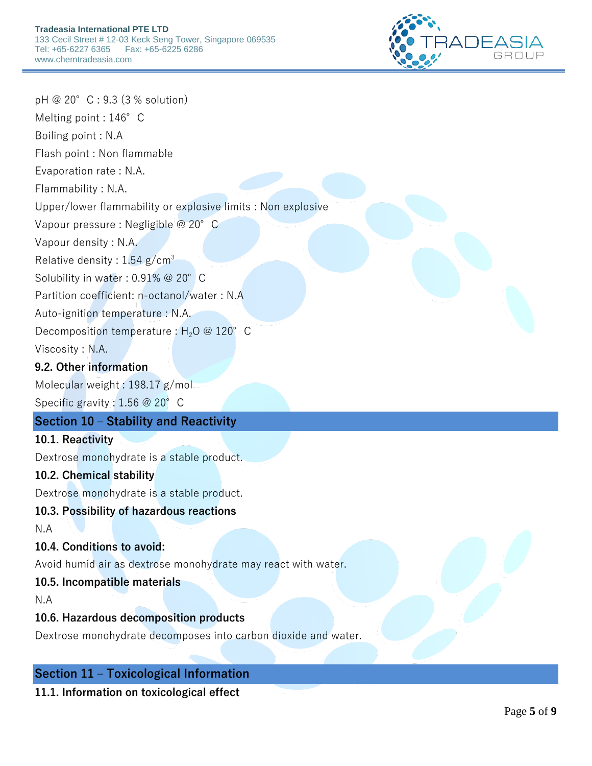pH @ 20° C : 9.3 (3 % solution)

Melting point : 146° C

Boiling point : N.A

Flash point : Non flammable

Evaporation rate : N.A.

Flammability : N.A.

Upper/lower flammability or explosive limits : Non explosive

Vapour pressure : Negligible @ 20° C

Vapour density : N.A.

Relative density : 1.54 g/$cm^3$

Solubility in water : 0.91% @ 20° C

Partition coefficient: n-octanol/water : N.A

Auto-ignition temperature : N.A.

Decomposition temperature : $H_2O$ @ 120° C

Viscosity : N.A.

**9.2. Other information**

Molecular weight : 198.17 g/mol

Specific gravity : 1.56 @ 20° C

## Section 10 – Stability and Reactivity

**10.1. Reactivity**

Dextrose monohydrate is a stable product.

**10.2. Chemical stability**

Dextrose monohydrate is a stable product.

**10.3. Possibility of hazardous reactions**

N.A

**10.4. Conditions to avoid:**

Avoid humid air as dextrose monohydrate may react with water.

**10.5. Incompatible materials**

N.A

**10.6. Hazardous decomposition products**

Dextrose monohydrate decomposes into carbon dioxide and water.

## Section 11 – Toxicological Information

**11.1. Information on toxicological effect**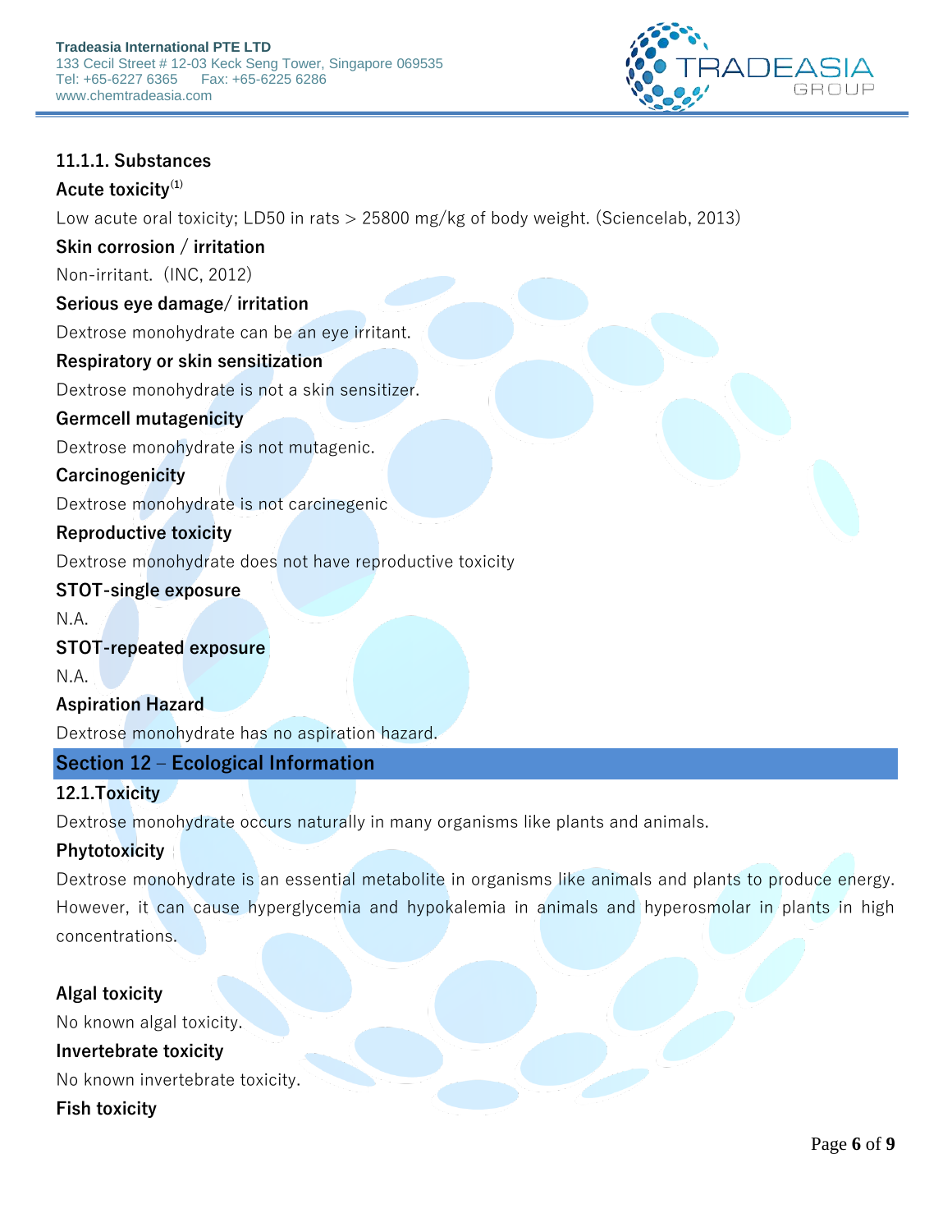**11.1.1. Substances**

**Acute toxicity**[1]

Low acute oral toxicity; LD50 in rats > 25800 mg/kg of body weight. (Sciencelab, 2013)

**Skin corrosion / irritation**

Non-irritant. (INC, 2012)

**Serious eye damage/ irritation**

Dextrose monohydrate can be an eye irritant.

**Respiratory or skin sensitization**

Dextrose monohydrate is not a skin sensitizer.

**Germcell mutagenicity**

Dextrose monohydrate is not mutagenic.

**Carcinogenicity**

Dextrose monohydrate is not carcinegenic

**Reproductive toxicity**

Dextrose monohydrate does not have reproductive toxicity

**STOT-single exposure**

N.A.

**STOT-repeated exposure**

N.A.

**Aspiration Hazard**

Dextrose monohydrate has no aspiration hazard.

## Section 12 – Ecological Information

**12.1.Toxicity**

Dextrose monohydrate occurs naturally in many organisms like plants and animals.

**Phytotoxicity**

Dextrose monohydrate is an essential metabolite in organisms like animals and plants to produce energy. However, it can cause hyperglycemia and hypokalemia in animals and hyperosmolar in plants in high concentrations.

**Algal toxicity**

No known algal toxicity.

**Invertebrate toxicity**

No known invertebrate toxicity.

**Fish toxicity**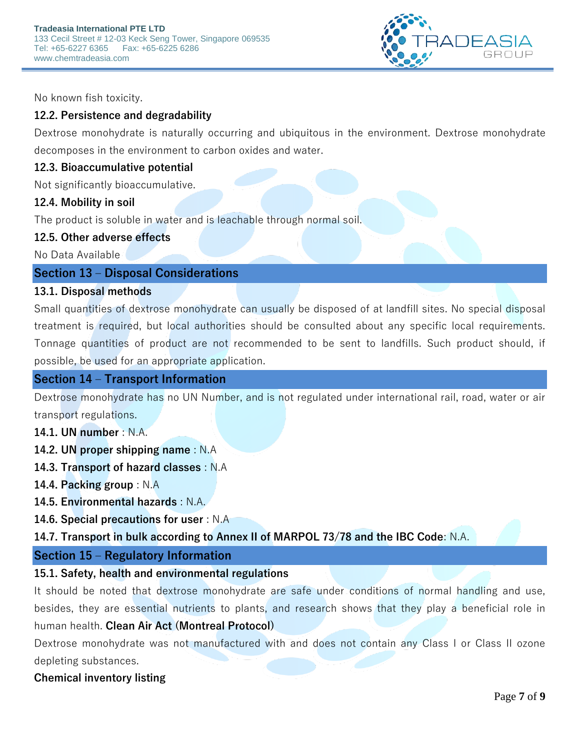No known fish toxicity.

### 12.2. Persistence and degradability

Dextrose monohydrate is naturally occurring and ubiquitous in the environment. Dextrose monohydrate decomposes in the environment to carbon oxides and water.

### 12.3. Bioaccumulative potential

Not significantly bioaccumulative.

### 12.4. Mobility in soil

The product is soluble in water and is leachable through normal soil.

### 12.5. Other adverse effects

No Data Available

## Section 13 – Disposal Considerations

### 13.1. Disposal methods

Small quantities of dextrose monohydrate can usually be disposed of at landfill sites. No special disposal treatment is required, but local authorities should be consulted about any specific local requirements. Tonnage quantities of product are not recommended to be sent to landfills. Such product should, if possible, be used for an appropriate application.

## Section 14 – Transport Information

Dextrose monohydrate has no UN Number, and is not regulated under international rail, road, water or air transport regulations.

**14.1. UN number** : N.A.

**14.2. UN proper shipping name** : N.A

**14.3. Transport of hazard classes** : N.A

**14.4. Packing group** : N.A

**14.5. Environmental hazards** : N.A.

**14.6. Special precautions for user** : N.A

**14.7. Transport in bulk according to Annex II of MARPOL 73/78 and the IBC Code**: N.A.

## Section 15 – Regulatory Information

### 15.1. Safety, health and environmental regulations

It should be noted that dextrose monohydrate are safe under conditions of normal handling and use, besides, they are essential nutrients to plants, and research shows that they play a beneficial role in human health. **Clean Air Act (Montreal Protocol)**

Dextrose monohydrate was not manufactured with and does not contain any Class I or Class II ozone depleting substances.

**Chemical inventory listing**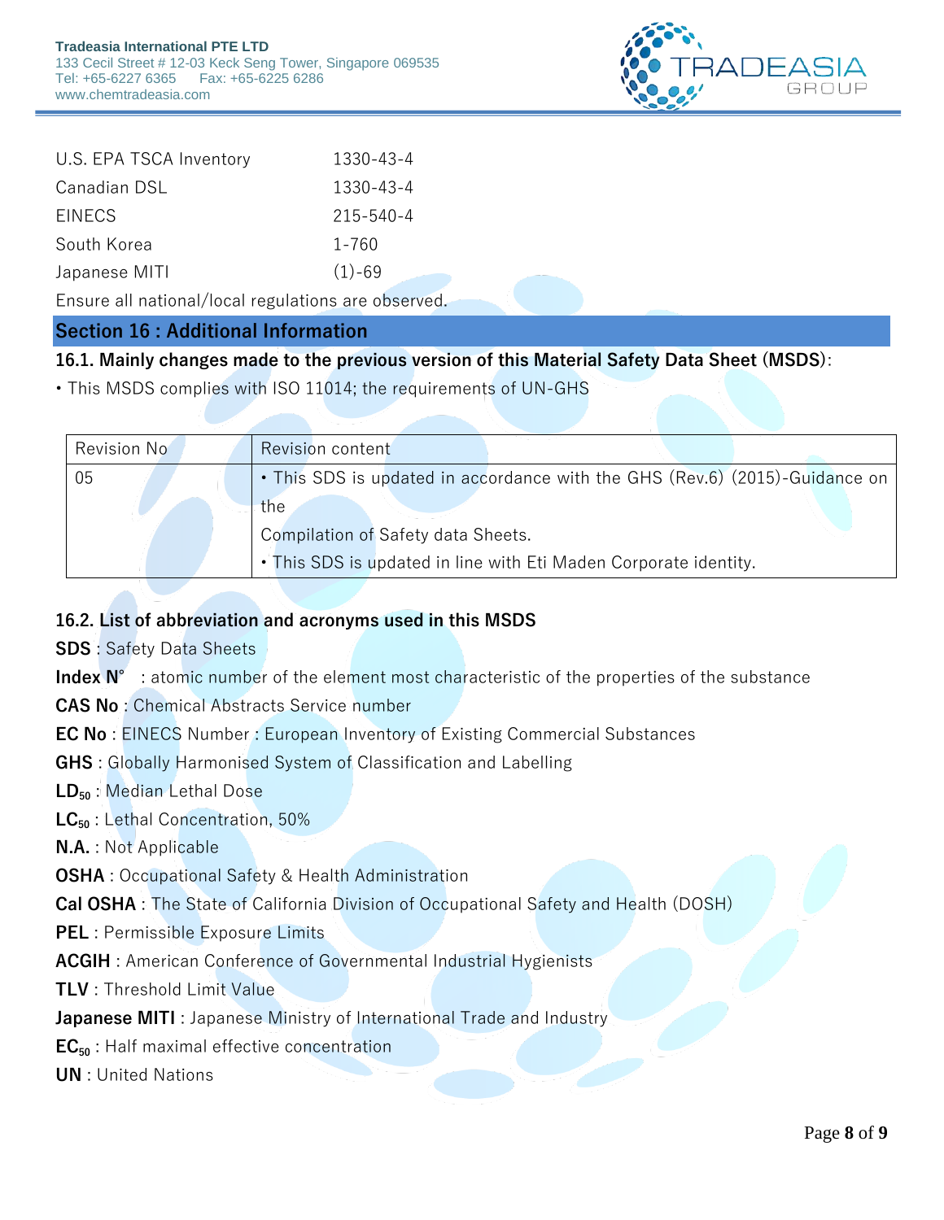| U.S. EPA TSCA Inventory | 1330-43-4 |
| --- | --- |
| Canadian DSL | 1330-43-4 |
| EINECS | 215-540-4 |
| South Korea | 1-760 |
| Japanese MITI | (1)-69 |

Ensure all national/local regulations are observed.

## Section 16 : Additional Information

### 16.1. Mainly changes made to the previous version of this Material Safety Data Sheet (MSDS):

• This MSDS complies with ISO 11014; the requirements of UN-GHS

| Revision No | Revision content |
| --- | --- |
| 05 | • This SDS is updated in accordance with the GHS (Rev.6) (2015)-Guidance on the Compilation of Safety data Sheets.<br>• This SDS is updated in line with Eti Maden Corporate identity. |

### 16.2. List of abbreviation and acronyms used in this MSDS

**SDS** : Safety Data Sheets

**Index N°** : atomic number of the element most characteristic of the properties of the substance

**CAS No** : Chemical Abstracts Service number

**EC No** : EINECS Number : European Inventory of Existing Commercial Substances

**GHS** : Globally Harmonised System of Classification and Labelling

**$LD_{50}$** : Median Lethal Dose

**$LC_{50}$** : Lethal Concentration, 50%

**N.A.** : Not Applicable

**OSHA** : Occupational Safety & Health Administration

**Cal OSHA** : The State of California Division of Occupational Safety and Health (DOSH)

**PEL** : Permissible Exposure Limits

**ACGIH** : American Conference of Governmental Industrial Hygienists

**TLV** : Threshold Limit Value

**Japanese MITI** : Japanese Ministry of International Trade and Industry

**$EC_{50}$** : Half maximal effective concentration

**UN** : United Nations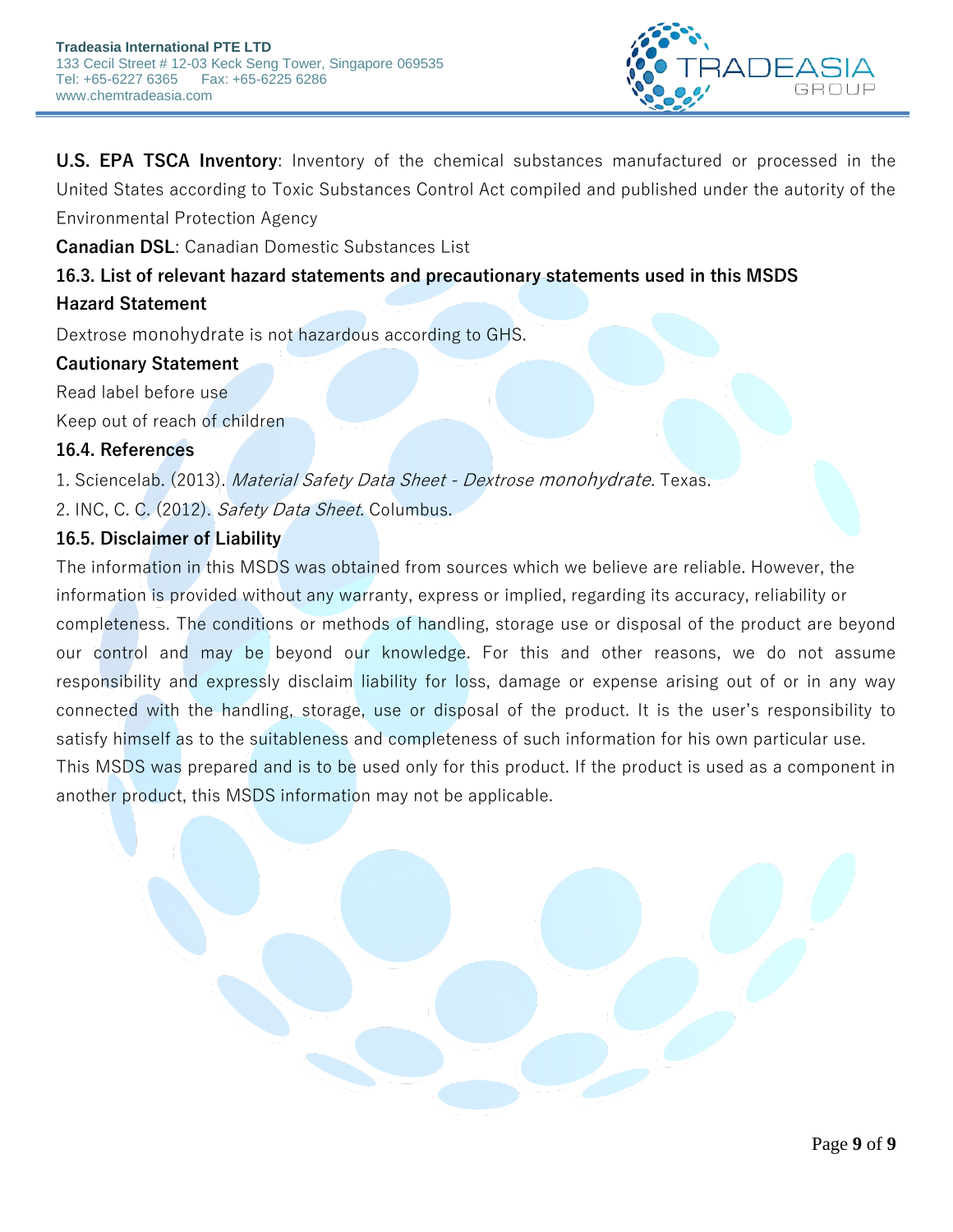**U.S. EPA TSCA Inventory**: Inventory of the chemical substances manufactured or processed in the United States according to Toxic Substances Control Act compiled and published under the autority of the Environmental Protection Agency

**Canadian DSL**: Canadian Domestic Substances List

### 16.3. List of relevant hazard statements and precautionary statements used in this MSDS

**Hazard Statement**

Dextrose monohydrate is not hazardous according to GHS.

**Cautionary Statement**

Read label before use

Keep out of reach of children

### 16.4. References

1. Sciencelab. (2013). *Material Safety Data Sheet - Dextrose monohydrate.* Texas.
2. INC, C. C. (2012). *Safety Data Sheet.* Columbus.

### 16.5. Disclaimer of Liability

The information in this MSDS was obtained from sources which we believe are reliable. However, the information is provided without any warranty, express or implied, regarding its accuracy, reliability or completeness. The conditions or methods of handling, storage use or disposal of the product are beyond our control and may be beyond our knowledge. For this and other reasons, we do not assume responsibility and expressly disclaim liability for loss, damage or expense arising out of or in any way connected with the handling, storage, use or disposal of the product. It is the user's responsibility to satisfy himself as to the suitableness and completeness of such information for his own particular use. This MSDS was prepared and is to be used only for this product. If the product is used as a component in another product, this MSDS information may not be applicable.